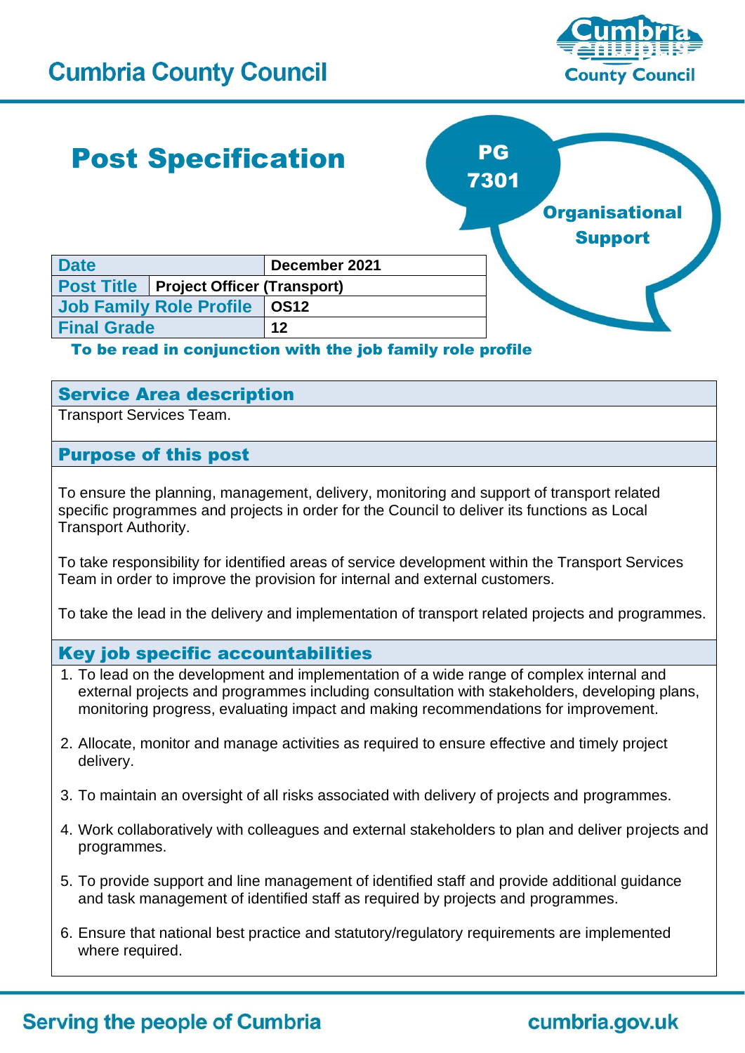# Cumbria County Council

## Post Specification

PG 7301

Organisational Support

| | |
|---|---|
| **Date** | **December 2021** |
| **Post Title** | **Project Officer (Transport)** |
| **Job Family Role Profile** | **OS12** |
| **Final Grade** | **12** |

**To be read in conjunction with the job family role profile**

### Service Area description

Transport Services Team.

### Purpose of this post

To ensure the planning, management, delivery, monitoring and support of transport related specific programmes and projects in order for the Council to deliver its functions as Local Transport Authority.

To take responsibility for identified areas of service development within the Transport Services Team in order to improve the provision for internal and external customers.

To take the lead in the delivery and implementation of transport related projects and programmes.

### Key job specific accountabilities

1. To lead on the development and implementation of a wide range of complex internal and external projects and programmes including consultation with stakeholders, developing plans, monitoring progress, evaluating impact and making recommendations for improvement.
2. Allocate, monitor and manage activities as required to ensure effective and timely project delivery.
3. To maintain an oversight of all risks associated with delivery of projects and programmes.
4. Work collaboratively with colleagues and external stakeholders to plan and deliver projects and programmes.
5. To provide support and line management of identified staff and provide additional guidance and task management of identified staff as required by projects and programmes.
6. Ensure that national best practice and statutory/regulatory requirements are implemented where required.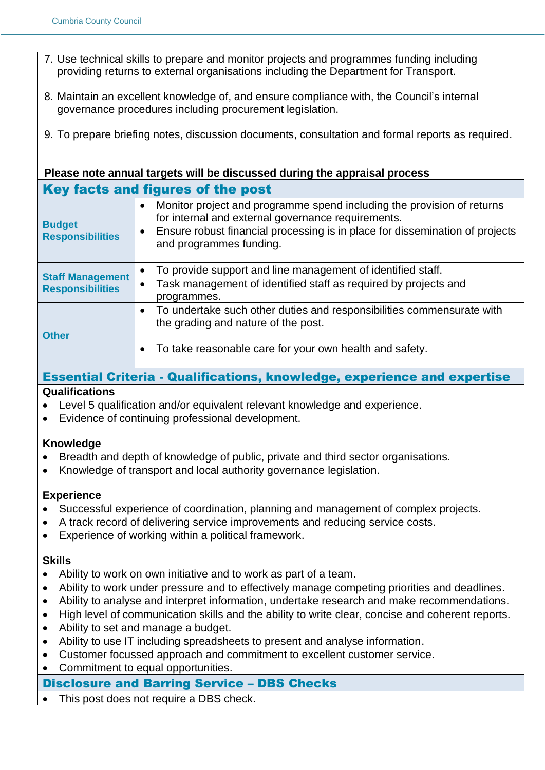7. Use technical skills to prepare and monitor projects and programmes funding including providing returns to external organisations including the Department for Transport.

8. Maintain an excellent knowledge of, and ensure compliance with, the Council's internal governance procedures including procurement legislation.

9. To prepare briefing notes, discussion documents, consultation and formal reports as required.

**Please note annual targets will be discussed during the appraisal process**

## Key facts and figures of the post

| | |
|---|---|
| **Budget Responsibilities** | • Monitor project and programme spend including the provision of returns for internal and external governance requirements.<br>• Ensure robust financial processing is in place for dissemination of projects and programmes funding. |
| **Staff Management Responsibilities** | • To provide support and line management of identified staff.<br>• Task management of identified staff as required by projects and programmes. |
| **Other** | • To undertake such other duties and responsibilities commensurate with the grading and nature of the post.<br>• To take reasonable care for your own health and safety. |

## Essential Criteria - Qualifications, knowledge, experience and expertise

**Qualifications**
- Level 5 qualification and/or equivalent relevant knowledge and experience.
- Evidence of continuing professional development.

**Knowledge**
- Breadth and depth of knowledge of public, private and third sector organisations.
- Knowledge of transport and local authority governance legislation.

**Experience**
- Successful experience of coordination, planning and management of complex projects.
- A track record of delivering service improvements and reducing service costs.
- Experience of working within a political framework.

**Skills**
- Ability to work on own initiative and to work as part of a team.
- Ability to work under pressure and to effectively manage competing priorities and deadlines.
- Ability to analyse and interpret information, undertake research and make recommendations.
- High level of communication skills and the ability to write clear, concise and coherent reports.
- Ability to set and manage a budget.
- Ability to use IT including spreadsheets to present and analyse information.
- Customer focussed approach and commitment to excellent customer service.
- Commitment to equal opportunities.

## Disclosure and Barring Service – DBS Checks

- This post does not require a DBS check.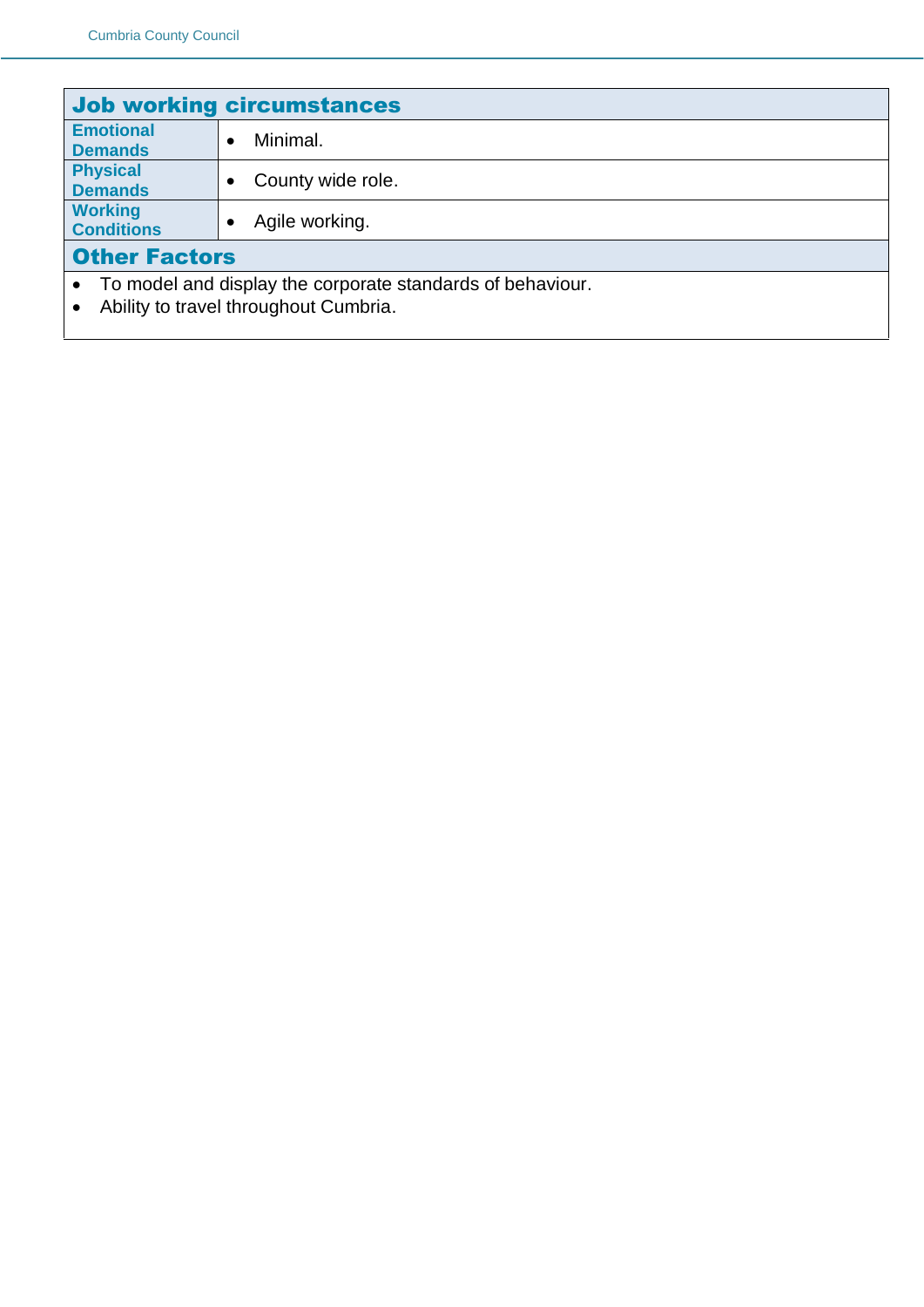| Job working circumstances | |
|---|---|
| **Emotional Demands** | • Minimal. |
| **Physical Demands** | • County wide role. |
| **Working Conditions** | • Agile working. |

## Other Factors

- To model and display the corporate standards of behaviour.
- Ability to travel throughout Cumbria.